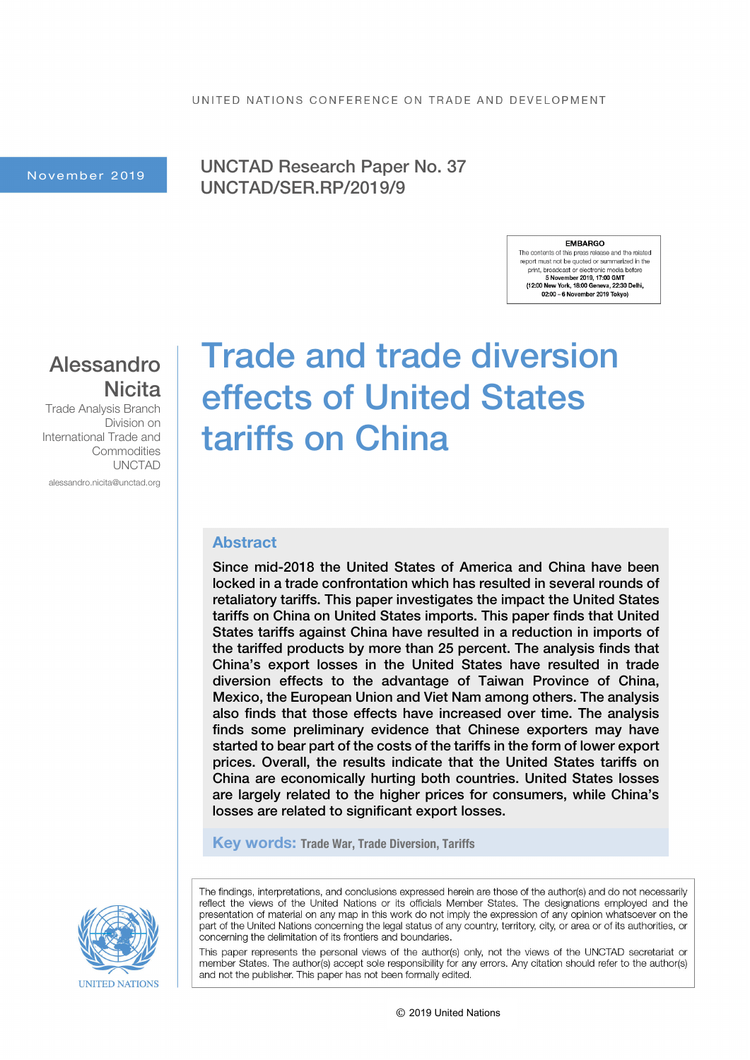UNITED NATIONS CONFERENCE ON TRADE AND DEVELOPMENT

November 2019

UNCTAD Research Paper No. 37
UNCTAD/SER.RP/2019/9

**EMBARGO**
The contents of this press release and the related report must not be quoted or summarized in the print, broadcast or electronic media before
**5 November 2019, 17:00 GMT**
**(12:00 New York, 18:00 Geneva, 22:30 Delhi, 02:00 – 6 November 2019 Tokyo)**

**Alessandro Nicita**
Trade Analysis Branch
Division on International Trade and Commodities
UNCTAD
alessandro.nicita@unctad.org

# Trade and trade diversion effects of United States tariffs on China

## Abstract

Since mid-2018 the United States of America and China have been locked in a trade confrontation which has resulted in several rounds of retaliatory tariffs. This paper investigates the impact the United States tariffs on China on United States imports. This paper finds that United States tariffs against China have resulted in a reduction in imports of the tariffed products by more than 25 percent. The analysis finds that China's export losses in the United States have resulted in trade diversion effects to the advantage of Taiwan Province of China, Mexico, the European Union and Viet Nam among others. The analysis also finds that those effects have increased over time. The analysis finds some preliminary evidence that Chinese exporters may have started to bear part of the costs of the tariffs in the form of lower export prices. Overall, the results indicate that the United States tariffs on China are economically hurting both countries. United States losses are largely related to the higher prices for consumers, while China's losses are related to significant export losses.

**Key words:** Trade War, Trade Diversion, Tariffs

The findings, interpretations, and conclusions expressed herein are those of the author(s) and do not necessarily reflect the views of the United Nations or its officials Member States. The designations employed and the presentation of material on any map in this work do not imply the expression of any opinion whatsoever on the part of the United Nations concerning the legal status of any country, territory, city, or area or of its authorities, or concerning the delimitation of its frontiers and boundaries.

This paper represents the personal views of the author(s) only, not the views of the UNCTAD secretariat or member States. The author(s) accept sole responsibility for any errors. Any citation should refer to the author(s) and not the publisher. This paper has not been formally edited.

UNITED NATIONS

© 2019 United Nations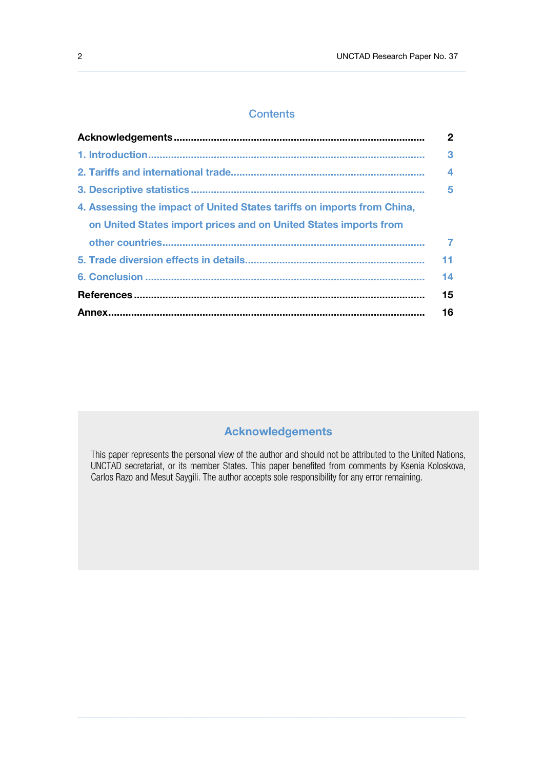## Contents

| | |
|---|---|
| **Acknowledgements** | **2** |
| 1. Introduction | 3 |
| 2. Tariffs and international trade | 4 |
| 3. Descriptive statistics | 5 |
| 4. Assessing the impact of United States tariffs on imports from China, on United States import prices and on United States imports from other countries | 7 |
| 5. Trade diversion effects in details | 11 |
| 6. Conclusion | 14 |
| **References** | **15** |
| **Annex** | **16** |

## Acknowledgements

This paper represents the personal view of the author and should not be attributed to the United Nations, UNCTAD secretariat, or its member States. This paper benefited from comments by Ksenia Koloskova, Carlos Razo and Mesut Saygili. The author accepts sole responsibility for any error remaining.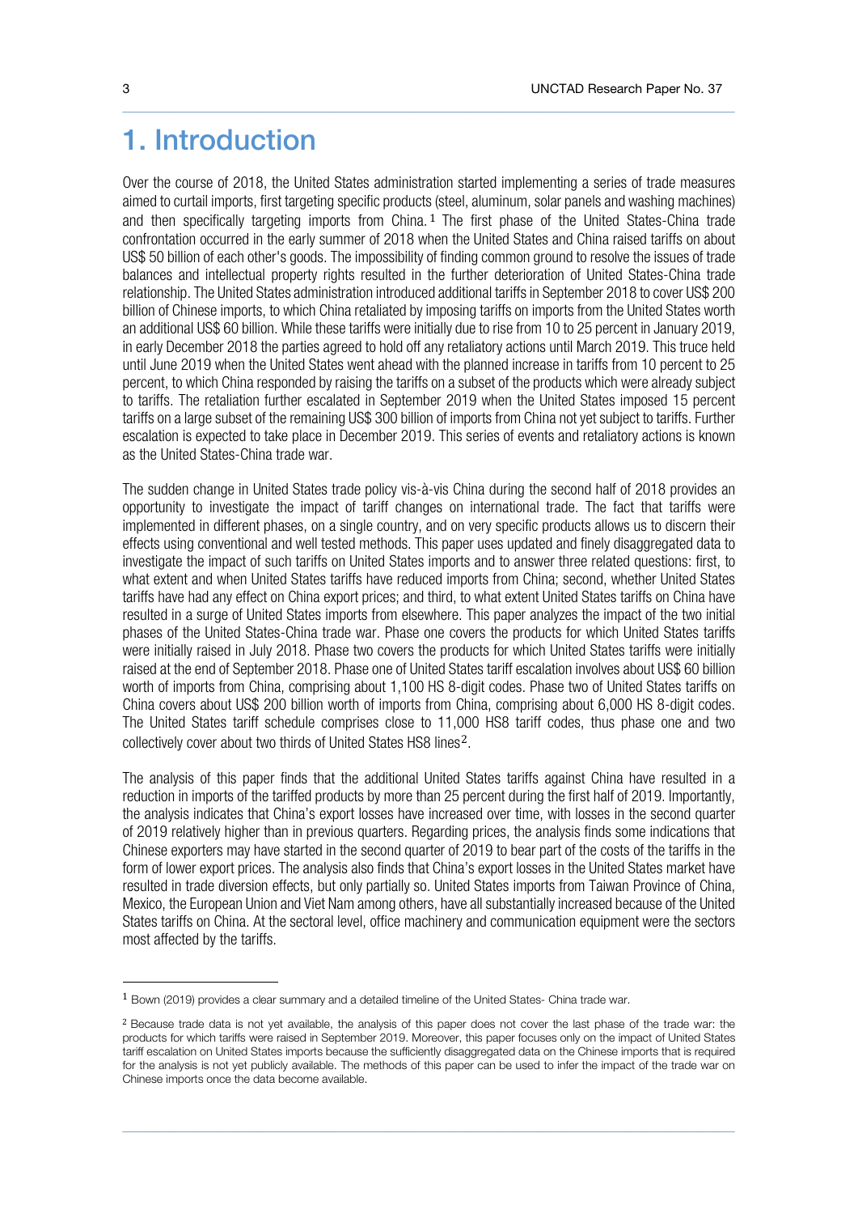# 1. Introduction

Over the course of 2018, the United States administration started implementing a series of trade measures aimed to curtail imports, first targeting specific products (steel, aluminum, solar panels and washing machines) and then specifically targeting imports from China.[1] The first phase of the United States-China trade confrontation occurred in the early summer of 2018 when the United States and China raised tariffs on about US$ 50 billion of each other's goods. The impossibility of finding common ground to resolve the issues of trade balances and intellectual property rights resulted in the further deterioration of United States-China trade relationship. The United States administration introduced additional tariffs in September 2018 to cover US$ 200 billion of Chinese imports, to which China retaliated by imposing tariffs on imports from the United States worth an additional US$ 60 billion. While these tariffs were initially due to rise from 10 to 25 percent in January 2019, in early December 2018 the parties agreed to hold off any retaliatory actions until March 2019. This truce held until June 2019 when the United States went ahead with the planned increase in tariffs from 10 percent to 25 percent, to which China responded by raising the tariffs on a subset of the products which were already subject to tariffs. The retaliation further escalated in September 2019 when the United States imposed 15 percent tariffs on a large subset of the remaining US$ 300 billion of imports from China not yet subject to tariffs. Further escalation is expected to take place in December 2019. This series of events and retaliatory actions is known as the United States-China trade war.

The sudden change in United States trade policy vis-à-vis China during the second half of 2018 provides an opportunity to investigate the impact of tariff changes on international trade. The fact that tariffs were implemented in different phases, on a single country, and on very specific products allows us to discern their effects using conventional and well tested methods. This paper uses updated and finely disaggregated data to investigate the impact of such tariffs on United States imports and to answer three related questions: first, to what extent and when United States tariffs have reduced imports from China; second, whether United States tariffs have had any effect on China export prices; and third, to what extent United States tariffs on China have resulted in a surge of United States imports from elsewhere. This paper analyzes the impact of the two initial phases of the United States-China trade war. Phase one covers the products for which United States tariffs were initially raised in July 2018. Phase two covers the products for which United States tariffs were initially raised at the end of September 2018. Phase one of United States tariff escalation involves about US$ 60 billion worth of imports from China, comprising about 1,100 HS 8-digit codes. Phase two of United States tariffs on China covers about US$ 200 billion worth of imports from China, comprising about 6,000 HS 8-digit codes. The United States tariff schedule comprises close to 11,000 HS8 tariff codes, thus phase one and two collectively cover about two thirds of United States HS8 lines[2].

The analysis of this paper finds that the additional United States tariffs against China have resulted in a reduction in imports of the tariffed products by more than 25 percent during the first half of 2019. Importantly, the analysis indicates that China's export losses have increased over time, with losses in the second quarter of 2019 relatively higher than in previous quarters. Regarding prices, the analysis finds some indications that Chinese exporters may have started in the second quarter of 2019 to bear part of the costs of the tariffs in the form of lower export prices. The analysis also finds that China's export losses in the United States market have resulted in trade diversion effects, but only partially so. United States imports from Taiwan Province of China, Mexico, the European Union and Viet Nam among others, have all substantially increased because of the United States tariffs on China. At the sectoral level, office machinery and communication equipment were the sectors most affected by the tariffs.

---

[1] Bown (2019) provides a clear summary and a detailed timeline of the United States- China trade war.

[2] Because trade data is not yet available, the analysis of this paper does not cover the last phase of the trade war: the products for which tariffs were raised in September 2019. Moreover, this paper focuses only on the impact of United States tariff escalation on United States imports because the sufficiently disaggregated data on the Chinese imports that is required for the analysis is not yet publicly available. The methods of this paper can be used to infer the impact of the trade war on Chinese imports once the data become available.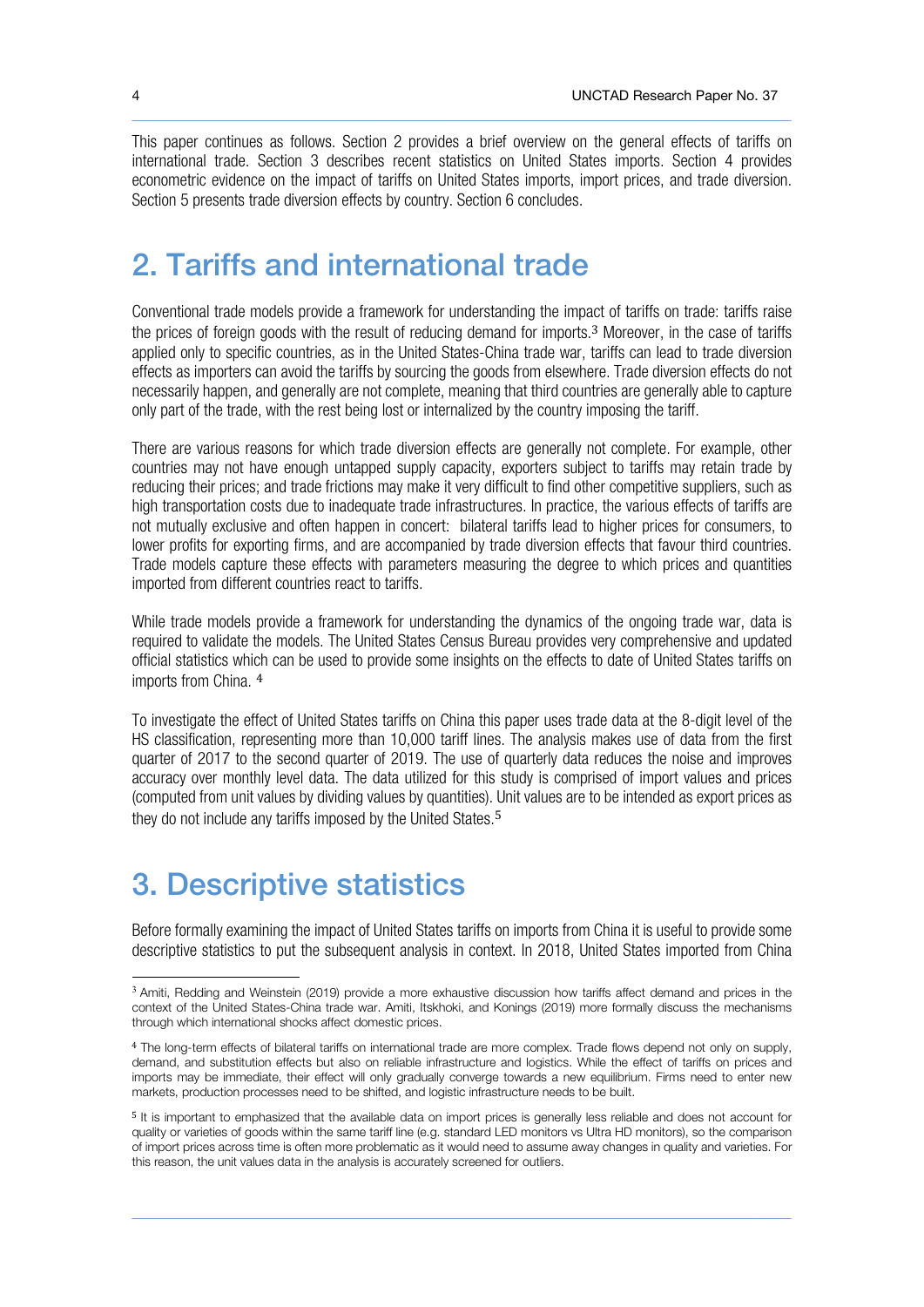This paper continues as follows. Section 2 provides a brief overview on the general effects of tariffs on international trade. Section 3 describes recent statistics on United States imports. Section 4 provides econometric evidence on the impact of tariffs on United States imports, import prices, and trade diversion. Section 5 presents trade diversion effects by country. Section 6 concludes.

## 2. Tariffs and international trade

Conventional trade models provide a framework for understanding the impact of tariffs on trade: tariffs raise the prices of foreign goods with the result of reducing demand for imports.[3] Moreover, in the case of tariffs applied only to specific countries, as in the United States-China trade war, tariffs can lead to trade diversion effects as importers can avoid the tariffs by sourcing the goods from elsewhere. Trade diversion effects do not necessarily happen, and generally are not complete, meaning that third countries are generally able to capture only part of the trade, with the rest being lost or internalized by the country imposing the tariff.

There are various reasons for which trade diversion effects are generally not complete. For example, other countries may not have enough untapped supply capacity, exporters subject to tariffs may retain trade by reducing their prices; and trade frictions may make it very difficult to find other competitive suppliers, such as high transportation costs due to inadequate trade infrastructures. In practice, the various effects of tariffs are not mutually exclusive and often happen in concert: bilateral tariffs lead to higher prices for consumers, to lower profits for exporting firms, and are accompanied by trade diversion effects that favour third countries. Trade models capture these effects with parameters measuring the degree to which prices and quantities imported from different countries react to tariffs.

While trade models provide a framework for understanding the dynamics of the ongoing trade war, data is required to validate the models. The United States Census Bureau provides very comprehensive and updated official statistics which can be used to provide some insights on the effects to date of United States tariffs on imports from China. [4]

To investigate the effect of United States tariffs on China this paper uses trade data at the 8-digit level of the HS classification, representing more than 10,000 tariff lines. The analysis makes use of data from the first quarter of 2017 to the second quarter of 2019. The use of quarterly data reduces the noise and improves accuracy over monthly level data. The data utilized for this study is comprised of import values and prices (computed from unit values by dividing values by quantities). Unit values are to be intended as export prices as they do not include any tariffs imposed by the United States.[5]

## 3. Descriptive statistics

Before formally examining the impact of United States tariffs on imports from China it is useful to provide some descriptive statistics to put the subsequent analysis in context. In 2018, United States imported from China

---

[3] Amiti, Redding and Weinstein (2019) provide a more exhaustive discussion how tariffs affect demand and prices in the context of the United States-China trade war. Amiti, Itskhoki, and Konings (2019) more formally discuss the mechanisms through which international shocks affect domestic prices.

[4] The long-term effects of bilateral tariffs on international trade are more complex. Trade flows depend not only on supply, demand, and substitution effects but also on reliable infrastructure and logistics. While the effect of tariffs on prices and imports may be immediate, their effect will only gradually converge towards a new equilibrium. Firms need to enter new markets, production processes need to be shifted, and logistic infrastructure needs to be built.

[5] It is important to emphasized that the available data on import prices is generally less reliable and does not account for quality or varieties of goods within the same tariff line (e.g. standard LED monitors vs Ultra HD monitors), so the comparison of import prices across time is often more problematic as it would need to assume away changes in quality and varieties. For this reason, the unit values data in the analysis is accurately screened for outliers.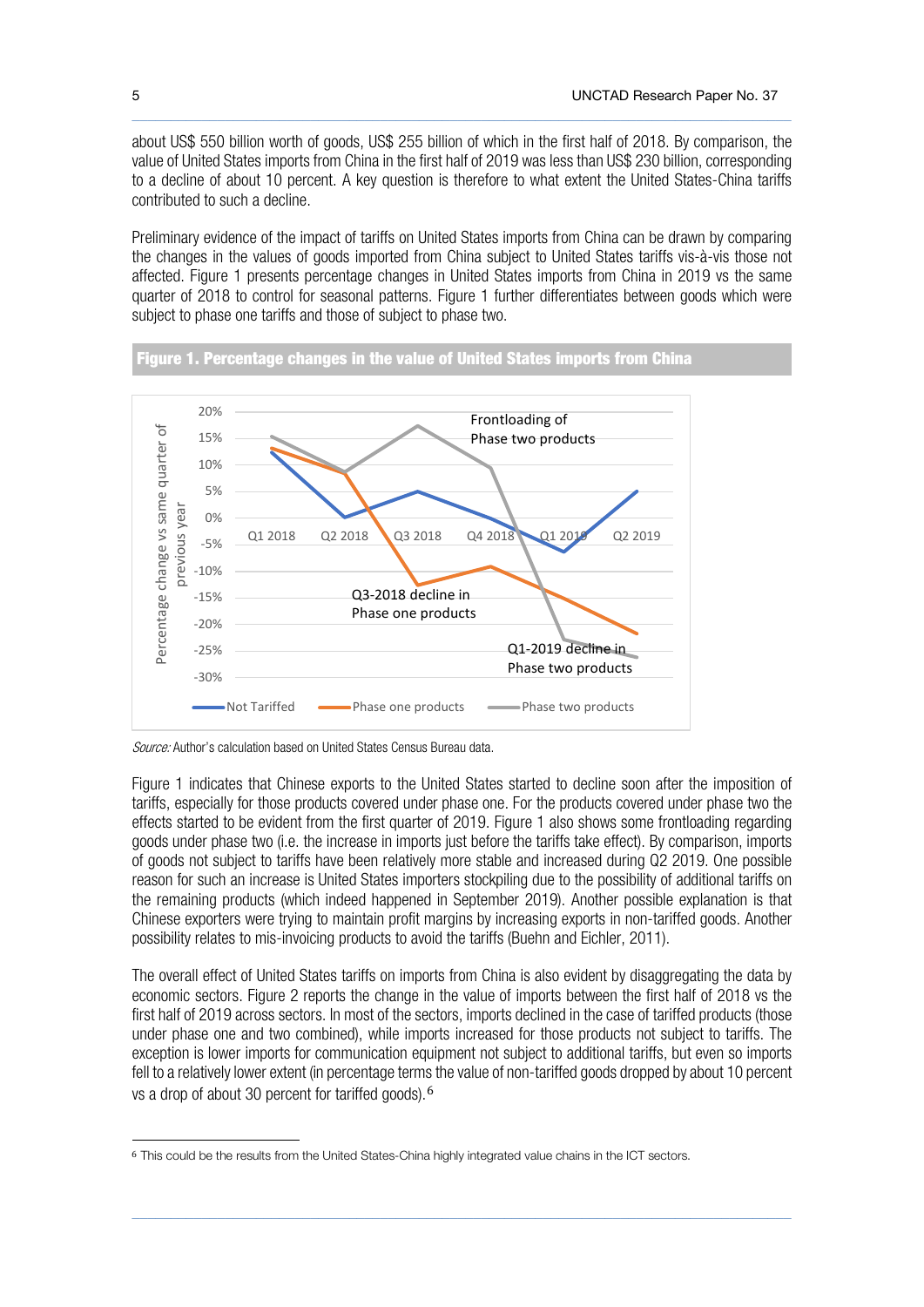about US$ 550 billion worth of goods, US$ 255 billion of which in the first half of 2018. By comparison, the value of United States imports from China in the first half of 2019 was less than US$ 230 billion, corresponding to a decline of about 10 percent. A key question is therefore to what extent the United States-China tariffs contributed to such a decline.

Preliminary evidence of the impact of tariffs on United States imports from China can be drawn by comparing the changes in the values of goods imported from China subject to United States tariffs vis-à-vis those not affected. Figure 1 presents percentage changes in United States imports from China in 2019 vs the same quarter of 2018 to control for seasonal patterns. Figure 1 further differentiates between goods which were subject to phase one tariffs and those of subject to phase two.

**Figure 1. Percentage changes in the value of United States imports from China**

*Source:* Author's calculation based on United States Census Bureau data.

Figure 1 indicates that Chinese exports to the United States started to decline soon after the imposition of tariffs, especially for those products covered under phase one. For the products covered under phase two the effects started to be evident from the first quarter of 2019. Figure 1 also shows some frontloading regarding goods under phase two (i.e. the increase in imports just before the tariffs take effect). By comparison, imports of goods not subject to tariffs have been relatively more stable and increased during Q2 2019. One possible reason for such an increase is United States importers stockpiling due to the possibility of additional tariffs on the remaining products (which indeed happened in September 2019). Another possible explanation is that Chinese exporters were trying to maintain profit margins by increasing exports in non-tariffed goods. Another possibility relates to mis-invoicing products to avoid the tariffs (Buehn and Eichler, 2011).

The overall effect of United States tariffs on imports from China is also evident by disaggregating the data by economic sectors. Figure 2 reports the change in the value of imports between the first half of 2018 vs the first half of 2019 across sectors. In most of the sectors, imports declined in the case of tariffed products (those under phase one and two combined), while imports increased for those products not subject to tariffs. The exception is lower imports for communication equipment not subject to additional tariffs, but even so imports fell to a relatively lower extent (in percentage terms the value of non-tariffed goods dropped by about 10 percent vs a drop of about 30 percent for tariffed goods).[6]

[6] This could be the results from the United States-China highly integrated value chains in the ICT sectors.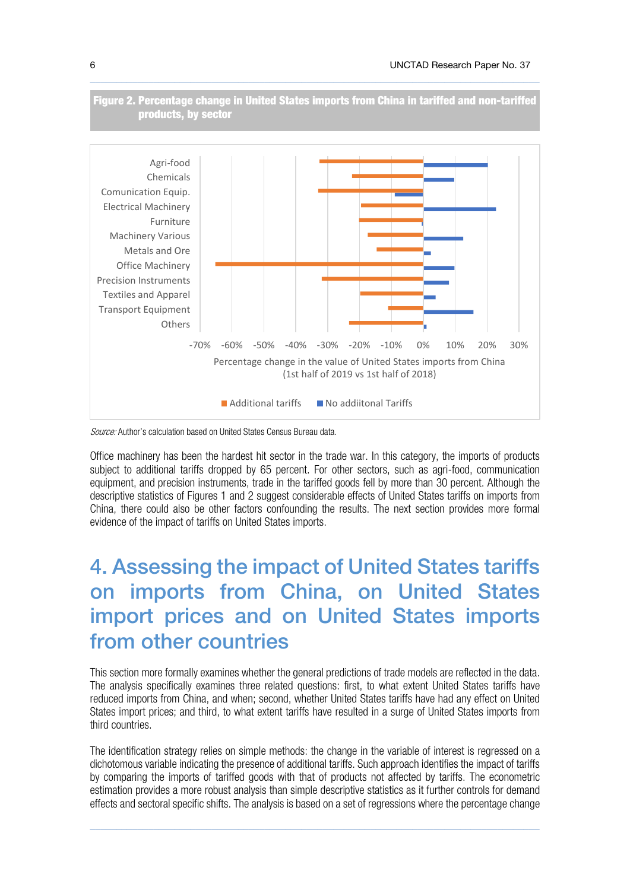**Figure 2. Percentage change in United States imports from China in tariffed and non-tariffed products, by sector**

*Source:* Author's calculation based on United States Census Bureau data.

Office machinery has been the hardest hit sector in the trade war. In this category, the imports of products subject to additional tariffs dropped by 65 percent. For other sectors, such as agri-food, communication equipment, and precision instruments, trade in the tariffed goods fell by more than 30 percent. Although the descriptive statistics of Figures 1 and 2 suggest considerable effects of United States tariffs on imports from China, there could also be other factors confounding the results. The next section provides more formal evidence of the impact of tariffs on United States imports.

# 4. Assessing the impact of United States tariffs on imports from China, on United States import prices and on United States imports from other countries

This section more formally examines whether the general predictions of trade models are reflected in the data. The analysis specifically examines three related questions: first, to what extent United States tariffs have reduced imports from China, and when; second, whether United States tariffs have had any effect on United States import prices; and third, to what extent tariffs have resulted in a surge of United States imports from third countries.

The identification strategy relies on simple methods: the change in the variable of interest is regressed on a dichotomous variable indicating the presence of additional tariffs. Such approach identifies the impact of tariffs by comparing the imports of tariffed goods with that of products not affected by tariffs. The econometric estimation provides a more robust analysis than simple descriptive statistics as it further controls for demand effects and sectoral specific shifts. The analysis is based on a set of regressions where the percentage change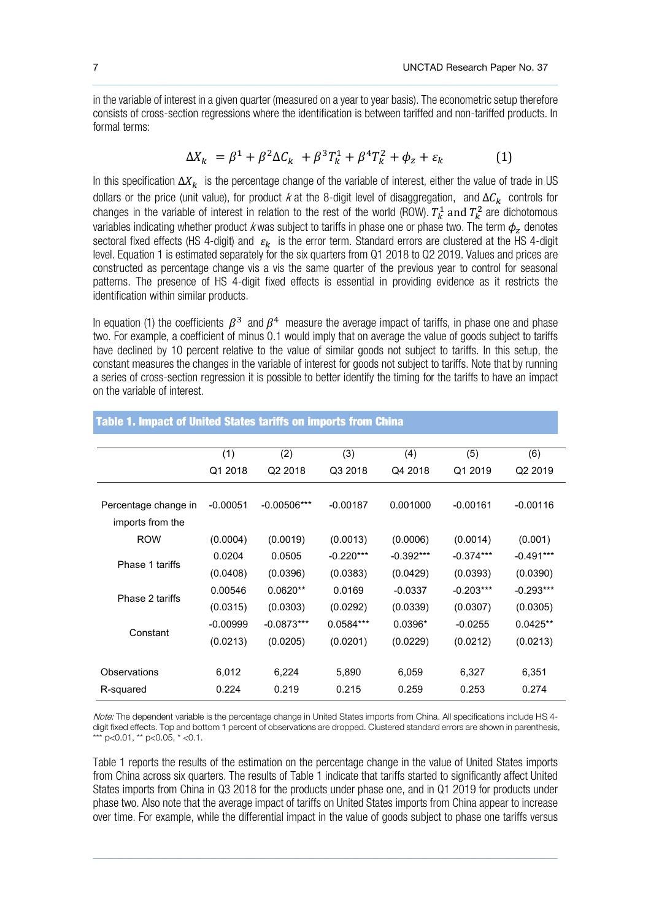in the variable of interest in a given quarter (measured on a year to year basis). The econometric setup therefore consists of cross-section regressions where the identification is between tariffed and non-tariffed products. In formal terms:

$$\Delta X_k = \beta^1 + \beta^2 \Delta C_k + \beta^3 T_k^1 + \beta^4 T_k^2 + \phi_z + \varepsilon_k \qquad (1)$$

In this specification $\Delta X_k$ is the percentage change of the variable of interest, either the value of trade in US dollars or the price (unit value), for product $k$ at the 8-digit level of disaggregation, and $\Delta C_k$ controls for changes in the variable of interest in relation to the rest of the world (ROW). $T_k^1$ and $T_k^2$ are dichotomous variables indicating whether product $k$ was subject to tariffs in phase one or phase two. The term $\phi_z$ denotes sectoral fixed effects (HS 4-digit) and $\varepsilon_k$ is the error term. Standard errors are clustered at the HS 4-digit level. Equation 1 is estimated separately for the six quarters from Q1 2018 to Q2 2019. Values and prices are constructed as percentage change vis a vis the same quarter of the previous year to control for seasonal patterns. The presence of HS 4-digit fixed effects is essential in providing evidence as it restricts the identification within similar products.

In equation (1) the coefficients $\beta^3$ and $\beta^4$ measure the average impact of tariffs, in phase one and phase two. For example, a coefficient of minus 0.1 would imply that on average the value of goods subject to tariffs have declined by 10 percent relative to the value of similar goods not subject to tariffs. In this setup, the constant measures the changes in the variable of interest for goods not subject to tariffs. Note that by running a series of cross-section regression it is possible to better identify the timing for the tariffs to have an impact on the variable of interest.

**Table 1. Impact of United States tariffs on imports from China**

| | (1) | (2) | (3) | (4) | (5) | (6) |
|---|---|---|---|---|---|---|
| | Q1 2018 | Q2 2018 | Q3 2018 | Q4 2018 | Q1 2019 | Q2 2019 |
| Percentage change in imports from the ROW | -0.00051 | -0.00506*** | -0.00187 | 0.001000 | -0.00161 | -0.00116 |
| | (0.0004) | (0.0019) | (0.0013) | (0.0006) | (0.0014) | (0.001) |
| Phase 1 tariffs | 0.0204 | 0.0505 | -0.220*** | -0.392*** | -0.374*** | -0.491*** |
| | (0.0408) | (0.0396) | (0.0383) | (0.0429) | (0.0393) | (0.0390) |
| Phase 2 tariffs | 0.00546 | 0.0620** | 0.0169 | -0.0337 | -0.203*** | -0.293*** |
| | (0.0315) | (0.0303) | (0.0292) | (0.0339) | (0.0307) | (0.0305) |
| Constant | -0.00999 | -0.0873*** | 0.0584*** | 0.0396* | -0.0255 | 0.0425** |
| | (0.0213) | (0.0205) | (0.0201) | (0.0229) | (0.0212) | (0.0213) |
| Observations | 6,012 | 6,224 | 5,890 | 6,059 | 6,327 | 6,351 |
| R-squared | 0.224 | 0.219 | 0.215 | 0.259 | 0.253 | 0.274 |

*Note:* The dependent variable is the percentage change in United States imports from China. All specifications include HS 4-digit fixed effects. Top and bottom 1 percent of observations are dropped. Clustered standard errors are shown in parenthesis, *** p<0.01, ** p<0.05, * <0.1.

Table 1 reports the results of the estimation on the percentage change in the value of United States imports from China across six quarters. The results of Table 1 indicate that tariffs started to significantly affect United States imports from China in Q3 2018 for the products under phase one, and in Q1 2019 for products under phase two. Also note that the average impact of tariffs on United States imports from China appear to increase over time. For example, while the differential impact in the value of goods subject to phase one tariffs versus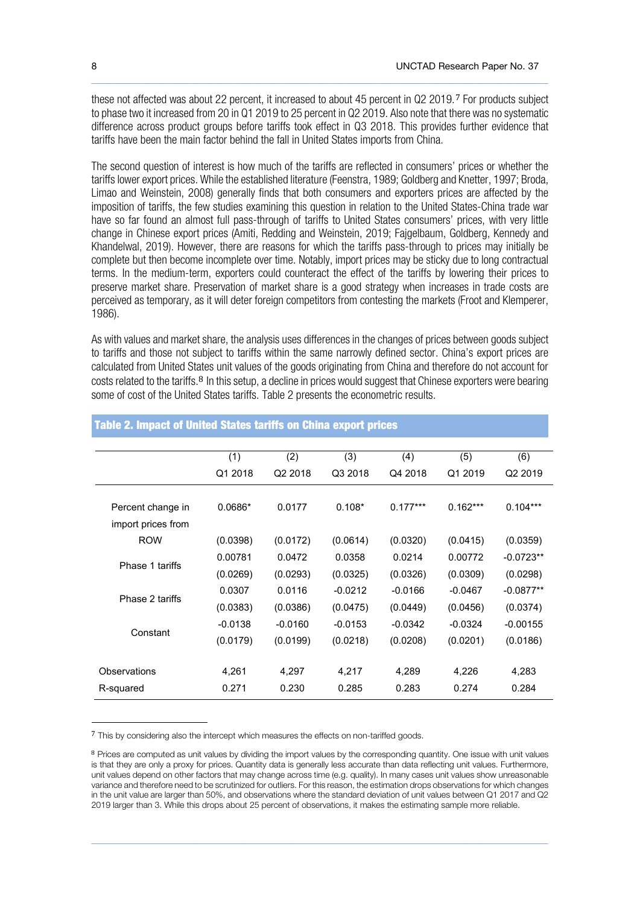these not affected was about 22 percent, it increased to about 45 percent in Q2 2019.[7] For products subject to phase two it increased from 20 in Q1 2019 to 25 percent in Q2 2019. Also note that there was no systematic difference across product groups before tariffs took effect in Q3 2018. This provides further evidence that tariffs have been the main factor behind the fall in United States imports from China.

The second question of interest is how much of the tariffs are reflected in consumers' prices or whether the tariffs lower export prices. While the established literature (Feenstra, 1989; Goldberg and Knetter, 1997; Broda, Limao and Weinstein, 2008) generally finds that both consumers and exporters prices are affected by the imposition of tariffs, the few studies examining this question in relation to the United States-China trade war have so far found an almost full pass-through of tariffs to United States consumers' prices, with very little change in Chinese export prices (Amiti, Redding and Weinstein, 2019; Fajgelbaum, Goldberg, Kennedy and Khandelwal, 2019). However, there are reasons for which the tariffs pass-through to prices may initially be complete but then become incomplete over time. Notably, import prices may be sticky due to long contractual terms. In the medium-term, exporters could counteract the effect of the tariffs by lowering their prices to preserve market share. Preservation of market share is a good strategy when increases in trade costs are perceived as temporary, as it will deter foreign competitors from contesting the markets (Froot and Klemperer, 1986).

As with values and market share, the analysis uses differences in the changes of prices between goods subject to tariffs and those not subject to tariffs within the same narrowly defined sector. China's export prices are calculated from United States unit values of the goods originating from China and therefore do not account for costs related to the tariffs.[8] In this setup, a decline in prices would suggest that Chinese exporters were bearing some of cost of the United States tariffs. Table 2 presents the econometric results.

**Table 2. Impact of United States tariffs on China export prices**

| | (1) Q1 2018 | (2) Q2 2018 | (3) Q3 2018 | (4) Q4 2018 | (5) Q1 2019 | (6) Q2 2019 |
|---|---|---|---|---|---|---|
| Percent change in import prices from ROW | 0.0686* | 0.0177 | 0.108* | 0.177*** | 0.162*** | 0.104*** |
| | (0.0398) | (0.0172) | (0.0614) | (0.0320) | (0.0415) | (0.0359) |
| Phase 1 tariffs | 0.00781 | 0.0472 | 0.0358 | 0.0214 | 0.00772 | -0.0723** |
| | (0.0269) | (0.0293) | (0.0325) | (0.0326) | (0.0309) | (0.0298) |
| Phase 2 tariffs | 0.0307 | 0.0116 | -0.0212 | -0.0166 | -0.0467 | -0.0877** |
| | (0.0383) | (0.0386) | (0.0475) | (0.0449) | (0.0456) | (0.0374) |
| Constant | -0.0138 | -0.0160 | -0.0153 | -0.0342 | -0.0324 | -0.00155 |
| | (0.0179) | (0.0199) | (0.0218) | (0.0208) | (0.0201) | (0.0186) |
| Observations | 4,261 | 4,297 | 4,217 | 4,289 | 4,226 | 4,283 |
| R-squared | 0.271 | 0.230 | 0.285 | 0.283 | 0.274 | 0.284 |

[7] This by considering also the intercept which measures the effects on non-tariffed goods.

[8] Prices are computed as unit values by dividing the import values by the corresponding quantity. One issue with unit values is that they are only a proxy for prices. Quantity data is generally less accurate than data reflecting unit values. Furthermore, unit values depend on other factors that may change across time (e.g. quality). In many cases unit values show unreasonable variance and therefore need to be scrutinized for outliers. For this reason, the estimation drops observations for which changes in the unit value are larger than 50%, and observations where the standard deviation of unit values between Q1 2017 and Q2 2019 larger than 3. While this drops about 25 percent of observations, it makes the estimating sample more reliable.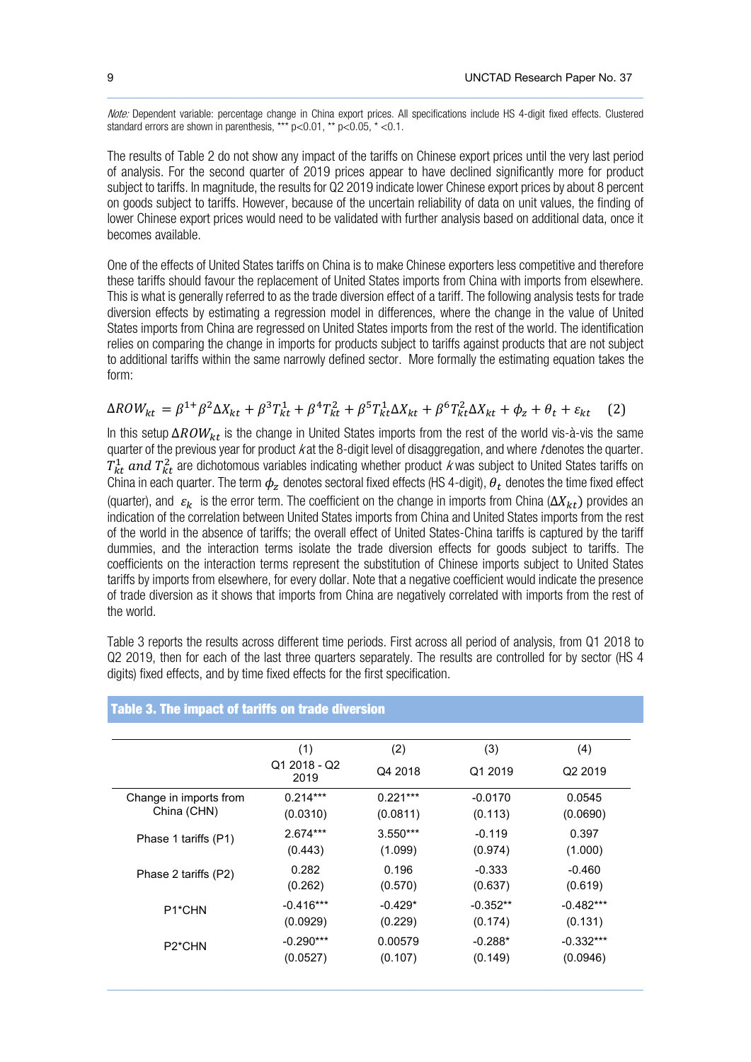*Note:* Dependent variable: percentage change in China export prices. All specifications include HS 4-digit fixed effects. Clustered standard errors are shown in parenthesis, *** p<0.01, ** p<0.05, * <0.1.

The results of Table 2 do not show any impact of the tariffs on Chinese export prices until the very last period of analysis. For the second quarter of 2019 prices appear to have declined significantly more for product subject to tariffs. In magnitude, the results for Q2 2019 indicate lower Chinese export prices by about 8 percent on goods subject to tariffs. However, because of the uncertain reliability of data on unit values, the finding of lower Chinese export prices would need to be validated with further analysis based on additional data, once it becomes available.

One of the effects of United States tariffs on China is to make Chinese exporters less competitive and therefore these tariffs should favour the replacement of United States imports from China with imports from elsewhere. This is what is generally referred to as the trade diversion effect of a tariff. The following analysis tests for trade diversion effects by estimating a regression model in differences, where the change in the value of United States imports from China are regressed on United States imports from the rest of the world. The identification relies on comparing the change in imports for products subject to tariffs against products that are not subject to additional tariffs within the same narrowly defined sector. More formally the estimating equation takes the form:

$$\Delta ROW_{kt} = \beta^{1+}\beta^{2}\Delta X_{kt} + \beta^{3}T^{1}_{kt} + \beta^{4}T^{2}_{kt} + \beta^{5}T^{1}_{kt}\Delta X_{kt} + \beta^{6}T^{2}_{kt}\Delta X_{kt} + \phi_z + \theta_t + \varepsilon_{kt} \quad (2)$$

In this setup $\Delta ROW_{kt}$ is the change in United States imports from the rest of the world vis-à-vis the same quarter of the previous year for product *k* at the 8-digit level of disaggregation, and where *t* denotes the quarter. $T^{1}_{kt}$ *and* $T^{2}_{kt}$ are dichotomous variables indicating whether product *k* was subject to United States tariffs on China in each quarter. The term $\phi_z$ denotes sectoral fixed effects (HS 4-digit), $\theta_t$ denotes the time fixed effect (quarter), and $\varepsilon_k$ is the error term. The coefficient on the change in imports from China ($\Delta X_{kt}$) provides an indication of the correlation between United States imports from China and United States imports from the rest of the world in the absence of tariffs; the overall effect of United States-China tariffs is captured by the tariff dummies, and the interaction terms isolate the trade diversion effects for goods subject to tariffs. The coefficients on the interaction terms represent the substitution of Chinese imports subject to United States tariffs by imports from elsewhere, for every dollar. Note that a negative coefficient would indicate the presence of trade diversion as it shows that imports from China are negatively correlated with imports from the rest of the world.

Table 3 reports the results across different time periods. First across all period of analysis, from Q1 2018 to Q2 2019, then for each of the last three quarters separately. The results are controlled for by sector (HS 4 digits) fixed effects, and by time fixed effects for the first specification.

**Table 3. The impact of tariffs on trade diversion**

| | (1) | (2) | (3) | (4) |
|---|---|---|---|---|
| | Q1 2018 - Q2 2019 | Q4 2018 | Q1 2019 | Q2 2019 |
| Change in imports from China (CHN) | 0.214*** | 0.221*** | -0.0170 | 0.0545 |
| | (0.0310) | (0.0811) | (0.113) | (0.0690) |
| Phase 1 tariffs (P1) | 2.674*** | 3.550*** | -0.119 | 0.397 |
| | (0.443) | (1.099) | (0.974) | (1.000) |
| Phase 2 tariffs (P2) | 0.282 | 0.196 | -0.333 | -0.460 |
| | (0.262) | (0.570) | (0.637) | (0.619) |
| P1*CHN | -0.416*** | -0.429* | -0.352** | -0.482*** |
| | (0.0929) | (0.229) | (0.174) | (0.131) |
| P2*CHN | -0.290*** | 0.00579 | -0.288* | -0.332*** |
| | (0.0527) | (0.107) | (0.149) | (0.0946) |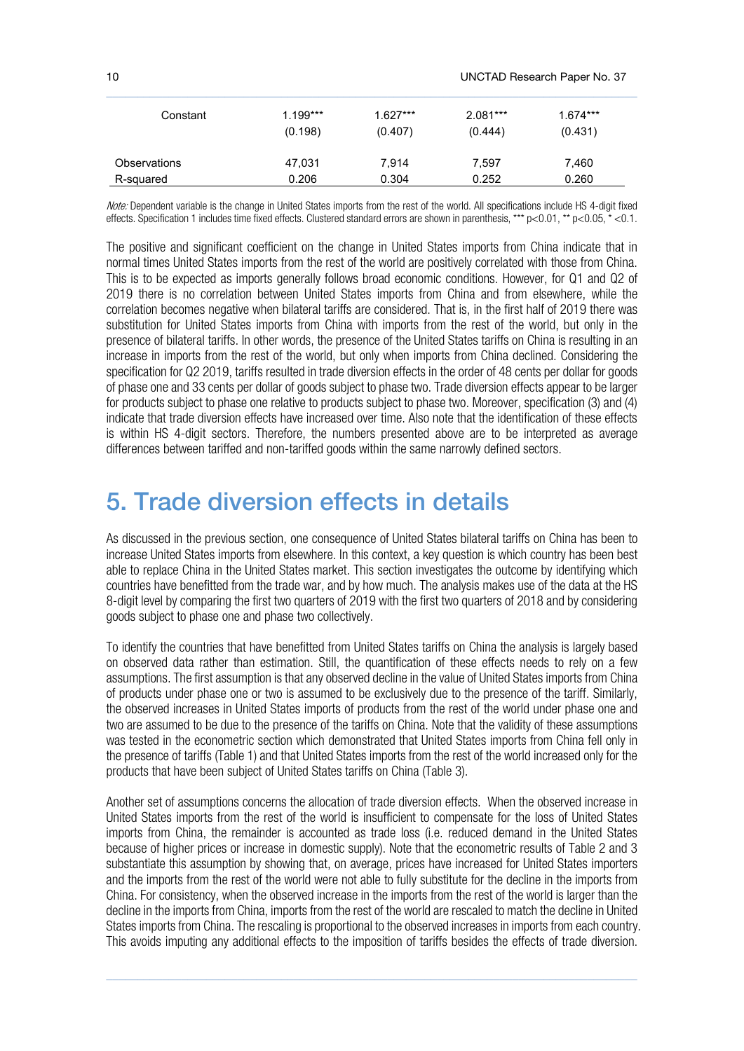| | | | | |
|---|---|---|---|---|
| Constant | 1.199*** | 1.627*** | 2.081*** | 1.674*** |
| | (0.198) | (0.407) | (0.444) | (0.431) |
| Observations | 47,031 | 7,914 | 7,597 | 7,460 |
| R-squared | 0.206 | 0.304 | 0.252 | 0.260 |

*Note:* Dependent variable is the change in United States imports from the rest of the world. All specifications include HS 4-digit fixed effects. Specification 1 includes time fixed effects. Clustered standard errors are shown in parenthesis, *** p<0.01, ** p<0.05, * <0.1.

The positive and significant coefficient on the change in United States imports from China indicate that in normal times United States imports from the rest of the world are positively correlated with those from China. This is to be expected as imports generally follows broad economic conditions. However, for Q1 and Q2 of 2019 there is no correlation between United States imports from China and from elsewhere, while the correlation becomes negative when bilateral tariffs are considered. That is, in the first half of 2019 there was substitution for United States imports from China with imports from the rest of the world, but only in the presence of bilateral tariffs. In other words, the presence of the United States tariffs on China is resulting in an increase in imports from the rest of the world, but only when imports from China declined. Considering the specification for Q2 2019, tariffs resulted in trade diversion effects in the order of 48 cents per dollar for goods of phase one and 33 cents per dollar of goods subject to phase two. Trade diversion effects appear to be larger for products subject to phase one relative to products subject to phase two. Moreover, specification (3) and (4) indicate that trade diversion effects have increased over time. Also note that the identification of these effects is within HS 4-digit sectors. Therefore, the numbers presented above are to be interpreted as average differences between tariffed and non-tariffed goods within the same narrowly defined sectors.

# 5. Trade diversion effects in details

As discussed in the previous section, one consequence of United States bilateral tariffs on China has been to increase United States imports from elsewhere. In this context, a key question is which country has been best able to replace China in the United States market. This section investigates the outcome by identifying which countries have benefitted from the trade war, and by how much. The analysis makes use of the data at the HS 8-digit level by comparing the first two quarters of 2019 with the first two quarters of 2018 and by considering goods subject to phase one and phase two collectively.

To identify the countries that have benefitted from United States tariffs on China the analysis is largely based on observed data rather than estimation. Still, the quantification of these effects needs to rely on a few assumptions. The first assumption is that any observed decline in the value of United States imports from China of products under phase one or two is assumed to be exclusively due to the presence of the tariff. Similarly, the observed increases in United States imports of products from the rest of the world under phase one and two are assumed to be due to the presence of the tariffs on China. Note that the validity of these assumptions was tested in the econometric section which demonstrated that United States imports from China fell only in the presence of tariffs (Table 1) and that United States imports from the rest of the world increased only for the products that have been subject of United States tariffs on China (Table 3).

Another set of assumptions concerns the allocation of trade diversion effects. When the observed increase in United States imports from the rest of the world is insufficient to compensate for the loss of United States imports from China, the remainder is accounted as trade loss (i.e. reduced demand in the United States because of higher prices or increase in domestic supply). Note that the econometric results of Table 2 and 3 substantiate this assumption by showing that, on average, prices have increased for United States importers and the imports from the rest of the world were not able to fully substitute for the decline in the imports from China. For consistency, when the observed increase in the imports from the rest of the world is larger than the decline in the imports from China, imports from the rest of the world are rescaled to match the decline in United States imports from China. The rescaling is proportional to the observed increases in imports from each country. This avoids imputing any additional effects to the imposition of tariffs besides the effects of trade diversion.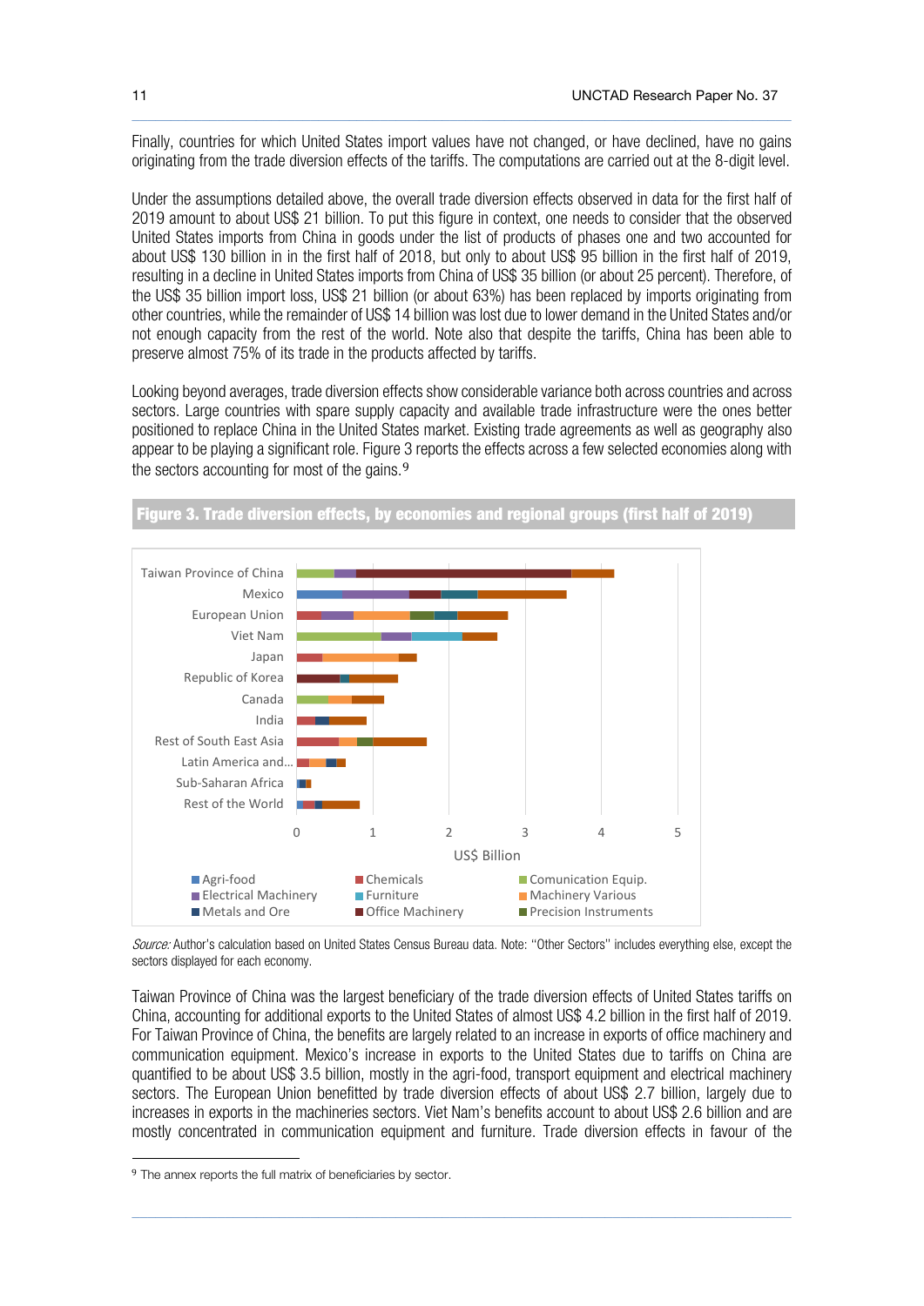Finally, countries for which United States import values have not changed, or have declined, have no gains originating from the trade diversion effects of the tariffs. The computations are carried out at the 8-digit level.

Under the assumptions detailed above, the overall trade diversion effects observed in data for the first half of 2019 amount to about US$ 21 billion. To put this figure in context, one needs to consider that the observed United States imports from China in goods under the list of products of phases one and two accounted for about US$ 130 billion in in the first half of 2018, but only to about US$ 95 billion in the first half of 2019, resulting in a decline in United States imports from China of US$ 35 billion (or about 25 percent). Therefore, of the US$ 35 billion import loss, US$ 21 billion (or about 63%) has been replaced by imports originating from other countries, while the remainder of US$ 14 billion was lost due to lower demand in the United States and/or not enough capacity from the rest of the world. Note also that despite the tariffs, China has been able to preserve almost 75% of its trade in the products affected by tariffs.

Looking beyond averages, trade diversion effects show considerable variance both across countries and across sectors. Large countries with spare supply capacity and available trade infrastructure were the ones better positioned to replace China in the United States market. Existing trade agreements as well as geography also appear to be playing a significant role. Figure 3 reports the effects across a few selected economies along with the sectors accounting for most of the gains.[9]

**Figure 3. Trade diversion effects, by economies and regional groups (first half of 2019)**

*Source:* Author's calculation based on United States Census Bureau data. Note: "Other Sectors" includes everything else, except the sectors displayed for each economy.

Taiwan Province of China was the largest beneficiary of the trade diversion effects of United States tariffs on China, accounting for additional exports to the United States of almost US$ 4.2 billion in the first half of 2019. For Taiwan Province of China, the benefits are largely related to an increase in exports of office machinery and communication equipment. Mexico's increase in exports to the United States due to tariffs on China are quantified to be about US$ 3.5 billion, mostly in the agri-food, transport equipment and electrical machinery sectors. The European Union benefitted by trade diversion effects of about US$ 2.7 billion, largely due to increases in exports in the machineries sectors. Viet Nam's benefits account to about US$ 2.6 billion and are mostly concentrated in communication equipment and furniture. Trade diversion effects in favour of the

[9] The annex reports the full matrix of beneficiaries by sector.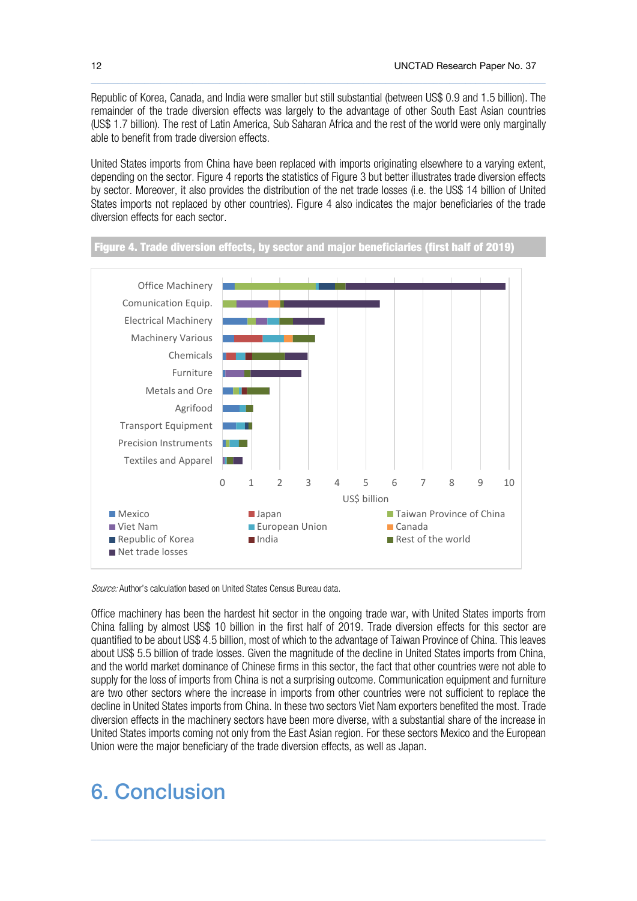Republic of Korea, Canada, and India were smaller but still substantial (between US$ 0.9 and 1.5 billion). The remainder of the trade diversion effects was largely to the advantage of other South East Asian countries (US$ 1.7 billion). The rest of Latin America, Sub Saharan Africa and the rest of the world were only marginally able to benefit from trade diversion effects.

United States imports from China have been replaced with imports originating elsewhere to a varying extent, depending on the sector. Figure 4 reports the statistics of Figure 3 but better illustrates trade diversion effects by sector. Moreover, it also provides the distribution of the net trade losses (i.e. the US$ 14 billion of United States imports not replaced by other countries). Figure 4 also indicates the major beneficiaries of the trade diversion effects for each sector.

**Figure 4. Trade diversion effects, by sector and major beneficiaries (first half of 2019)**

*Source:* Author's calculation based on United States Census Bureau data.

Office machinery has been the hardest hit sector in the ongoing trade war, with United States imports from China falling by almost US$ 10 billion in the first half of 2019. Trade diversion effects for this sector are quantified to be about US$ 4.5 billion, most of which to the advantage of Taiwan Province of China. This leaves about US$ 5.5 billion of trade losses. Given the magnitude of the decline in United States imports from China, and the world market dominance of Chinese firms in this sector, the fact that other countries were not able to supply for the loss of imports from China is not a surprising outcome. Communication equipment and furniture are two other sectors where the increase in imports from other countries were not sufficient to replace the decline in United States imports from China. In these two sectors Viet Nam exporters benefited the most. Trade diversion effects in the machinery sectors have been more diverse, with a substantial share of the increase in United States imports coming not only from the East Asian region. For these sectors Mexico and the European Union were the major beneficiary of the trade diversion effects, as well as Japan.

# 6. Conclusion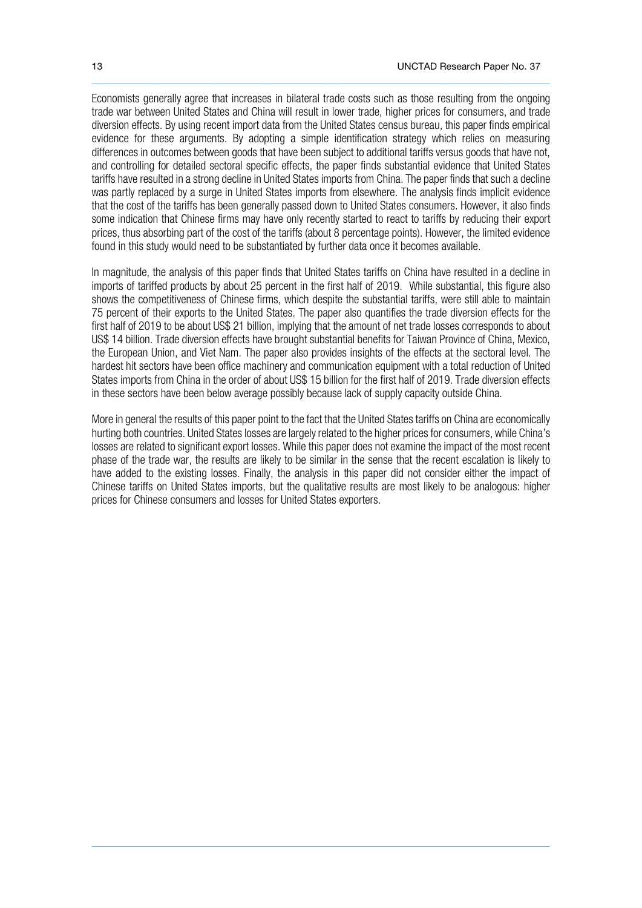Economists generally agree that increases in bilateral trade costs such as those resulting from the ongoing trade war between United States and China will result in lower trade, higher prices for consumers, and trade diversion effects. By using recent import data from the United States census bureau, this paper finds empirical evidence for these arguments. By adopting a simple identification strategy which relies on measuring differences in outcomes between goods that have been subject to additional tariffs versus goods that have not, and controlling for detailed sectoral specific effects, the paper finds substantial evidence that United States tariffs have resulted in a strong decline in United States imports from China. The paper finds that such a decline was partly replaced by a surge in United States imports from elsewhere. The analysis finds implicit evidence that the cost of the tariffs has been generally passed down to United States consumers. However, it also finds some indication that Chinese firms may have only recently started to react to tariffs by reducing their export prices, thus absorbing part of the cost of the tariffs (about 8 percentage points). However, the limited evidence found in this study would need to be substantiated by further data once it becomes available.

In magnitude, the analysis of this paper finds that United States tariffs on China have resulted in a decline in imports of tariffed products by about 25 percent in the first half of 2019. While substantial, this figure also shows the competitiveness of Chinese firms, which despite the substantial tariffs, were still able to maintain 75 percent of their exports to the United States. The paper also quantifies the trade diversion effects for the first half of 2019 to be about US$ 21 billion, implying that the amount of net trade losses corresponds to about US$ 14 billion. Trade diversion effects have brought substantial benefits for Taiwan Province of China, Mexico, the European Union, and Viet Nam. The paper also provides insights of the effects at the sectoral level. The hardest hit sectors have been office machinery and communication equipment with a total reduction of United States imports from China in the order of about US$ 15 billion for the first half of 2019. Trade diversion effects in these sectors have been below average possibly because lack of supply capacity outside China.

More in general the results of this paper point to the fact that the United States tariffs on China are economically hurting both countries. United States losses are largely related to the higher prices for consumers, while China's losses are related to significant export losses. While this paper does not examine the impact of the most recent phase of the trade war, the results are likely to be similar in the sense that the recent escalation is likely to have added to the existing losses. Finally, the analysis in this paper did not consider either the impact of Chinese tariffs on United States imports, but the qualitative results are most likely to be analogous: higher prices for Chinese consumers and losses for United States exporters.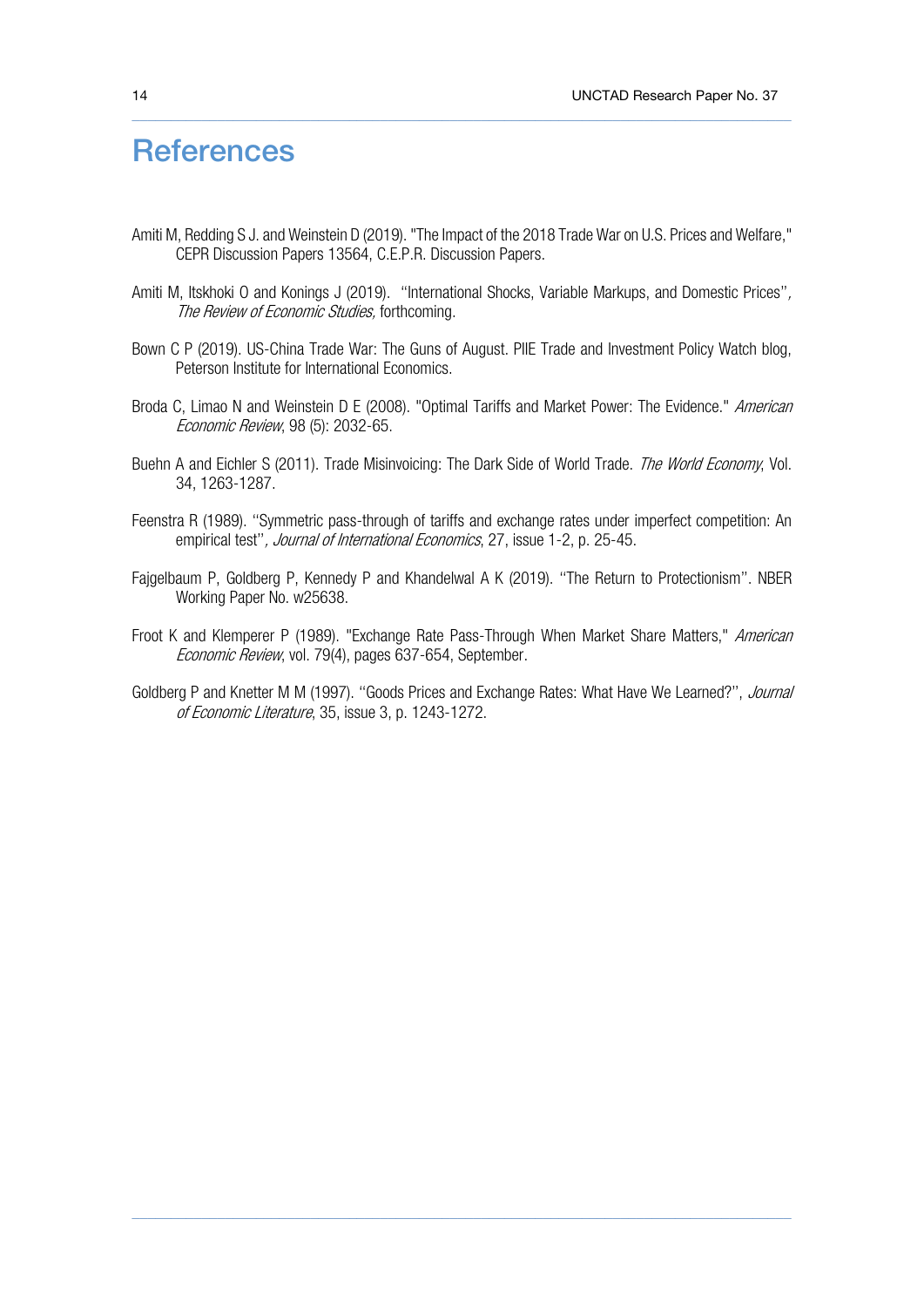# References

Amiti M, Redding S J. and Weinstein D (2019). "The Impact of the 2018 Trade War on U.S. Prices and Welfare," CEPR Discussion Papers 13564, C.E.P.R. Discussion Papers.

Amiti M, Itskhoki O and Konings J (2019). ''International Shocks, Variable Markups, and Domestic Prices'', *The Review of Economic Studies,* forthcoming.

Bown C P (2019). US-China Trade War: The Guns of August. PIIE Trade and Investment Policy Watch blog, Peterson Institute for International Economics.

Broda C, Limao N and Weinstein D E (2008). "Optimal Tariffs and Market Power: The Evidence." *American Economic Review*, 98 (5): 2032-65.

Buehn A and Eichler S (2011). Trade Misinvoicing: The Dark Side of World Trade. *The World Economy*, Vol. 34, 1263-1287.

Feenstra R (1989). ''Symmetric pass-through of tariffs and exchange rates under imperfect competition: An empirical test'', *Journal of International Economics*, 27, issue 1-2, p. 25-45.

Fajgelbaum P, Goldberg P, Kennedy P and Khandelwal A K (2019). ''The Return to Protectionism''. NBER Working Paper No. w25638.

Froot K and Klemperer P (1989). "Exchange Rate Pass-Through When Market Share Matters," *American Economic Review*, vol. 79(4), pages 637-654, September.

Goldberg P and Knetter M M (1997). ''Goods Prices and Exchange Rates: What Have We Learned?'', *Journal of Economic Literature*, 35, issue 3, p. 1243-1272.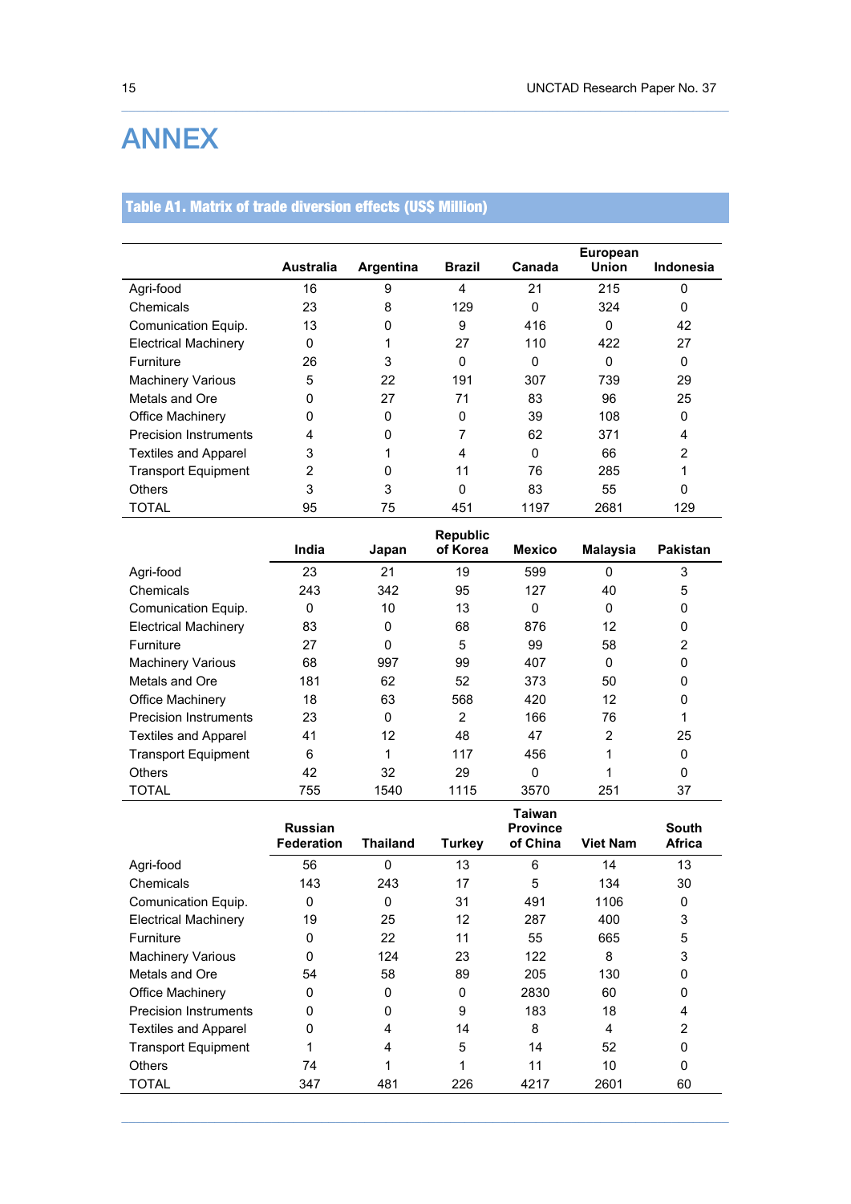# ANNEX

**Table A1. Matrix of trade diversion effects (US$ Million)**

| | Australia | Argentina | Brazil | Canada | European Union | Indonesia |
|---|---|---|---|---|---|---|
| Agri-food | 16 | 9 | 4 | 21 | 215 | 0 |
| Chemicals | 23 | 8 | 129 | 0 | 324 | 0 |
| Comunication Equip. | 13 | 0 | 9 | 416 | 0 | 42 |
| Electrical Machinery | 0 | 1 | 27 | 110 | 422 | 27 |
| Furniture | 26 | 3 | 0 | 0 | 0 | 0 |
| Machinery Various | 5 | 22 | 191 | 307 | 739 | 29 |
| Metals and Ore | 0 | 27 | 71 | 83 | 96 | 25 |
| Office Machinery | 0 | 0 | 0 | 39 | 108 | 0 |
| Precision Instruments | 4 | 0 | 7 | 62 | 371 | 4 |
| Textiles and Apparel | 3 | 1 | 4 | 0 | 66 | 2 |
| Transport Equipment | 2 | 0 | 11 | 76 | 285 | 1 |
| Others | 3 | 3 | 0 | 83 | 55 | 0 |
| TOTAL | 95 | 75 | 451 | 1197 | 2681 | 129 |

| | India | Japan | Republic of Korea | Mexico | Malaysia | Pakistan |
|---|---|---|---|---|---|---|
| Agri-food | 23 | 21 | 19 | 599 | 0 | 3 |
| Chemicals | 243 | 342 | 95 | 127 | 40 | 5 |
| Comunication Equip. | 0 | 10 | 13 | 0 | 0 | 0 |
| Electrical Machinery | 83 | 0 | 68 | 876 | 12 | 0 |
| Furniture | 27 | 0 | 5 | 99 | 58 | 2 |
| Machinery Various | 68 | 997 | 99 | 407 | 0 | 0 |
| Metals and Ore | 181 | 62 | 52 | 373 | 50 | 0 |
| Office Machinery | 18 | 63 | 568 | 420 | 12 | 0 |
| Precision Instruments | 23 | 0 | 2 | 166 | 76 | 1 |
| Textiles and Apparel | 41 | 12 | 48 | 47 | 2 | 25 |
| Transport Equipment | 6 | 1 | 117 | 456 | 1 | 0 |
| Others | 42 | 32 | 29 | 0 | 1 | 0 |
| TOTAL | 755 | 1540 | 1115 | 3570 | 251 | 37 |

| | Russian Federation | Thailand | Turkey | Taiwan Province of China | Viet Nam | South Africa |
|---|---|---|---|---|---|---|
| Agri-food | 56 | 0 | 13 | 6 | 14 | 13 |
| Chemicals | 143 | 243 | 17 | 5 | 134 | 30 |
| Comunication Equip. | 0 | 0 | 31 | 491 | 1106 | 0 |
| Electrical Machinery | 19 | 25 | 12 | 287 | 400 | 3 |
| Furniture | 0 | 22 | 11 | 55 | 665 | 5 |
| Machinery Various | 0 | 124 | 23 | 122 | 8 | 3 |
| Metals and Ore | 54 | 58 | 89 | 205 | 130 | 0 |
| Office Machinery | 0 | 0 | 0 | 2830 | 60 | 0 |
| Precision Instruments | 0 | 0 | 9 | 183 | 18 | 4 |
| Textiles and Apparel | 0 | 4 | 14 | 8 | 4 | 2 |
| Transport Equipment | 1 | 4 | 5 | 14 | 52 | 0 |
| Others | 74 | 1 | 1 | 11 | 10 | 0 |
| TOTAL | 347 | 481 | 226 | 4217 | 2601 | 60 |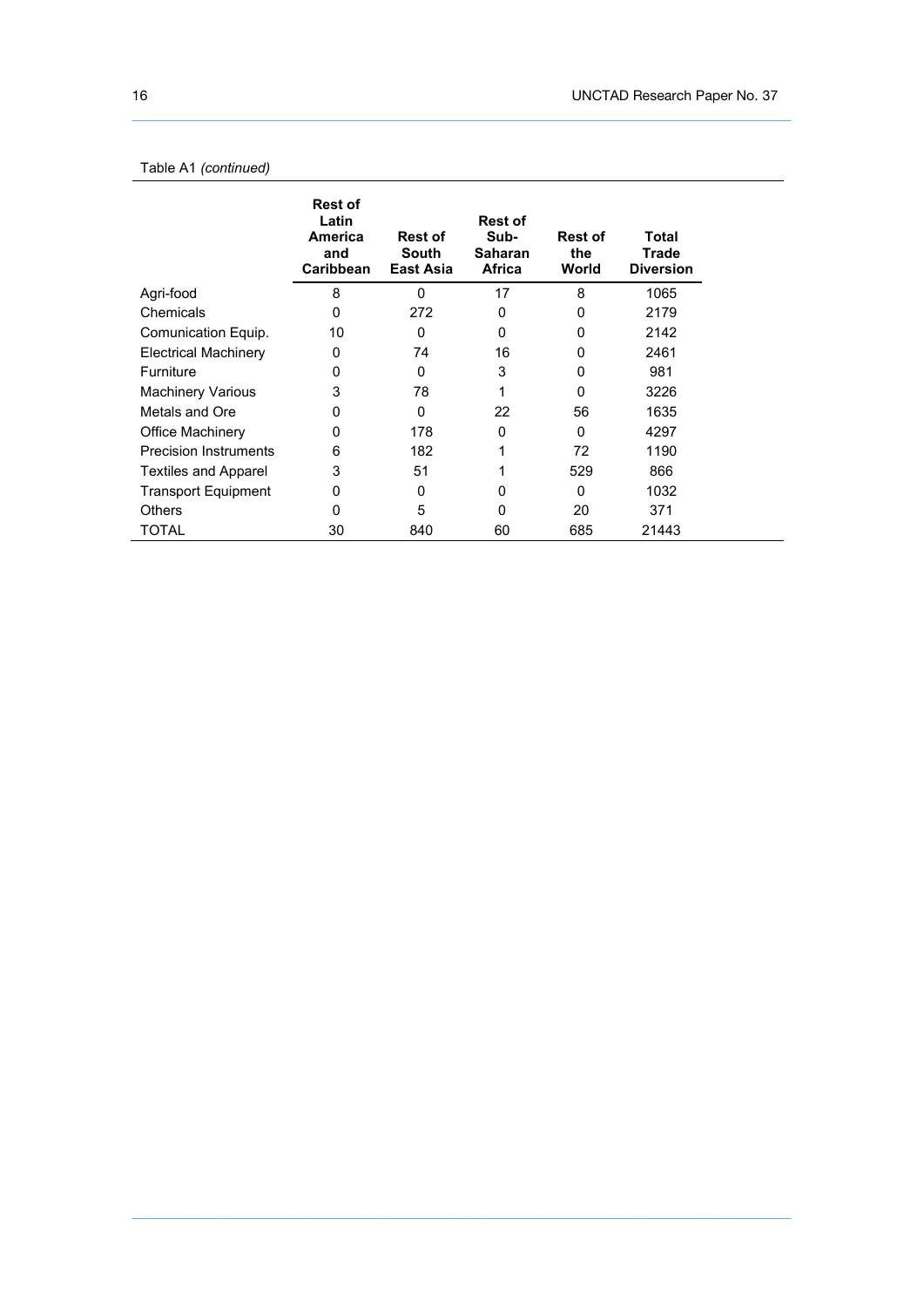Table A1 *(continued)*

| | Rest of Latin America and Caribbean | Rest of South East Asia | Rest of Sub-Saharan Africa | Rest of the World | Total Trade Diversion |
|---|---|---|---|---|---|
| Agri-food | 8 | 0 | 17 | 8 | 1065 |
| Chemicals | 0 | 272 | 0 | 0 | 2179 |
| Comunication Equip. | 10 | 0 | 0 | 0 | 2142 |
| Electrical Machinery | 0 | 74 | 16 | 0 | 2461 |
| Furniture | 0 | 0 | 3 | 0 | 981 |
| Machinery Various | 3 | 78 | 1 | 0 | 3226 |
| Metals and Ore | 0 | 0 | 22 | 56 | 1635 |
| Office Machinery | 0 | 178 | 0 | 0 | 4297 |
| Precision Instruments | 6 | 182 | 1 | 72 | 1190 |
| Textiles and Apparel | 3 | 51 | 1 | 529 | 866 |
| Transport Equipment | 0 | 0 | 0 | 0 | 1032 |
| Others | 0 | 5 | 0 | 20 | 371 |
| TOTAL | 30 | 840 | 60 | 685 | 21443 |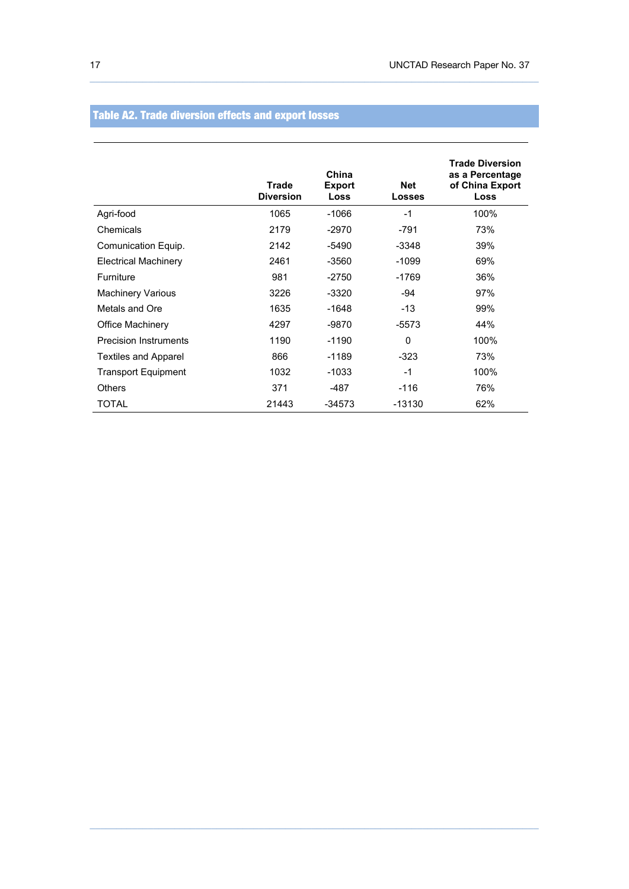## Table A2. Trade diversion effects and export losses

| | Trade Diversion | China Export Loss | Net Losses | Trade Diversion as a Percentage of China Export Loss |
|---|---|---|---|---|
| Agri-food | 1065 | -1066 | -1 | 100% |
| Chemicals | 2179 | -2970 | -791 | 73% |
| Comunication Equip. | 2142 | -5490 | -3348 | 39% |
| Electrical Machinery | 2461 | -3560 | -1099 | 69% |
| Furniture | 981 | -2750 | -1769 | 36% |
| Machinery Various | 3226 | -3320 | -94 | 97% |
| Metals and Ore | 1635 | -1648 | -13 | 99% |
| Office Machinery | 4297 | -9870 | -5573 | 44% |
| Precision Instruments | 1190 | -1190 | 0 | 100% |
| Textiles and Apparel | 866 | -1189 | -323 | 73% |
| Transport Equipment | 1032 | -1033 | -1 | 100% |
| Others | 371 | -487 | -116 | 76% |
| TOTAL | 21443 | -34573 | -13130 | 62% |